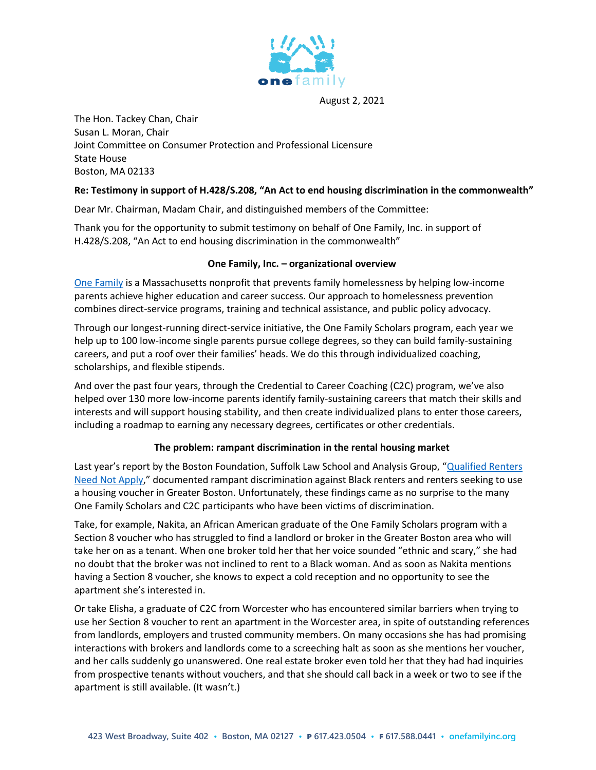August 2, 2021

The Hon. Tackey Chan, Chair
Susan L. Moran, Chair
Joint Committee on Consumer Protection and Professional Licensure
State House
Boston, MA 02133

**Re: Testimony in support of H.428/S.208, "An Act to end housing discrimination in the commonwealth"**

Dear Mr. Chairman, Madam Chair, and distinguished members of the Committee:

Thank you for the opportunity to submit testimony on behalf of One Family, Inc. in support of H.428/S.208, "An Act to end housing discrimination in the commonwealth"

**One Family, Inc. – organizational overview**

One Family is a Massachusetts nonprofit that prevents family homelessness by helping low-income parents achieve higher education and career success. Our approach to homelessness prevention combines direct-service programs, training and technical assistance, and public policy advocacy.

Through our longest-running direct-service initiative, the One Family Scholars program, each year we help up to 100 low-income single parents pursue college degrees, so they can build family-sustaining careers, and put a roof over their families' heads. We do this through individualized coaching, scholarships, and flexible stipends.

And over the past four years, through the Credential to Career Coaching (C2C) program, we've also helped over 130 more low-income parents identify family-sustaining careers that match their skills and interests and will support housing stability, and then create individualized plans to enter those careers, including a roadmap to earning any necessary degrees, certificates or other credentials.

**The problem: rampant discrimination in the rental housing market**

Last year's report by the Boston Foundation, Suffolk Law School and Analysis Group, "Qualified Renters Need Not Apply," documented rampant discrimination against Black renters and renters seeking to use a housing voucher in Greater Boston. Unfortunately, these findings came as no surprise to the many One Family Scholars and C2C participants who have been victims of discrimination.

Take, for example, Nakita, an African American graduate of the One Family Scholars program with a Section 8 voucher who has struggled to find a landlord or broker in the Greater Boston area who will take her on as a tenant. When one broker told her that her voice sounded "ethnic and scary," she had no doubt that the broker was not inclined to rent to a Black woman. And as soon as Nakita mentions having a Section 8 voucher, she knows to expect a cold reception and no opportunity to see the apartment she's interested in.

Or take Elisha, a graduate of C2C from Worcester who has encountered similar barriers when trying to use her Section 8 voucher to rent an apartment in the Worcester area, in spite of outstanding references from landlords, employers and trusted community members. On many occasions she has had promising interactions with brokers and landlords come to a screeching halt as soon as she mentions her voucher, and her calls suddenly go unanswered. One real estate broker even told her that they had had inquiries from prospective tenants without vouchers, and that she should call back in a week or two to see if the apartment is still available. (It wasn't.)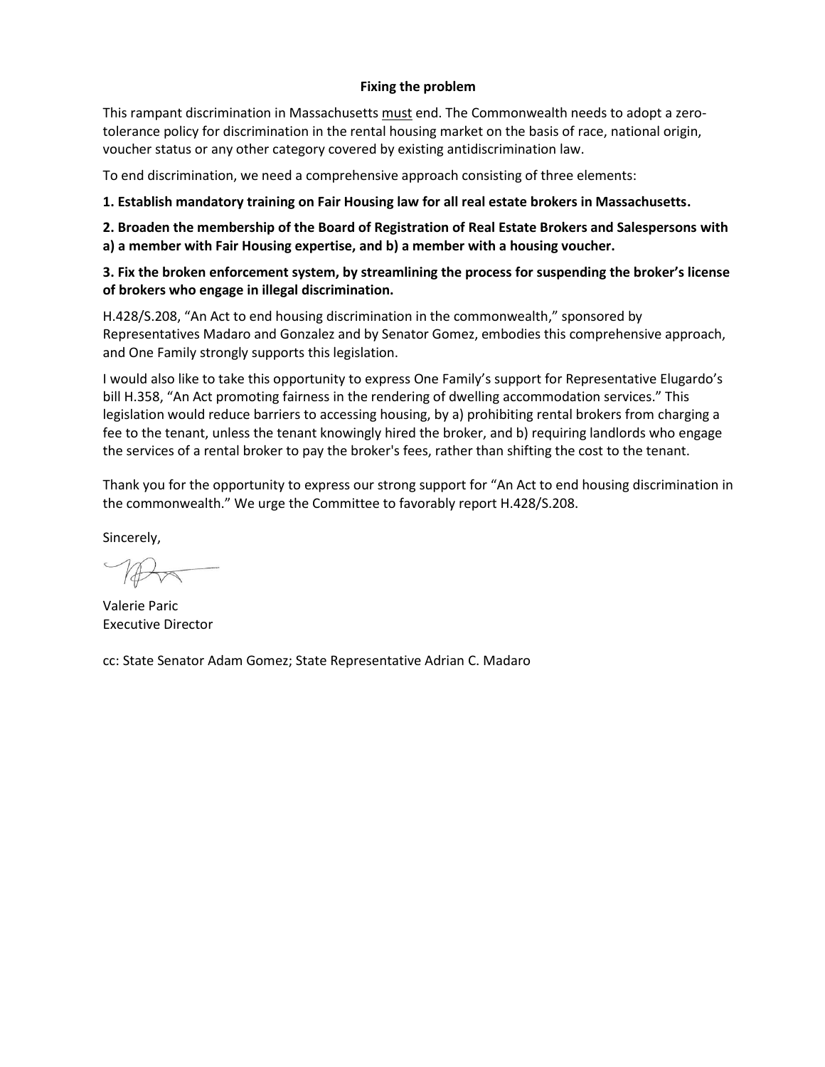**Fixing the problem**

This rampant discrimination in Massachusetts <u>must</u> end. The Commonwealth needs to adopt a zero-tolerance policy for discrimination in the rental housing market on the basis of race, national origin, voucher status or any other category covered by existing antidiscrimination law.

To end discrimination, we need a comprehensive approach consisting of three elements:

**1. Establish mandatory training on Fair Housing law for all real estate brokers in Massachusetts.**

**2. Broaden the membership of the Board of Registration of Real Estate Brokers and Salespersons with a) a member with Fair Housing expertise, and b) a member with a housing voucher.**

**3. Fix the broken enforcement system, by streamlining the process for suspending the broker's license of brokers who engage in illegal discrimination.**

H.428/S.208, "An Act to end housing discrimination in the commonwealth," sponsored by Representatives Madaro and Gonzalez and by Senator Gomez, embodies this comprehensive approach, and One Family strongly supports this legislation.

I would also like to take this opportunity to express One Family's support for Representative Elugardo's bill H.358, "An Act promoting fairness in the rendering of dwelling accommodation services." This legislation would reduce barriers to accessing housing, by a) prohibiting rental brokers from charging a fee to the tenant, unless the tenant knowingly hired the broker, and b) requiring landlords who engage the services of a rental broker to pay the broker's fees, rather than shifting the cost to the tenant.

Thank you for the opportunity to express our strong support for "An Act to end housing discrimination in the commonwealth." We urge the Committee to favorably report H.428/S.208.

Sincerely,

Valerie Paric
Executive Director

cc: State Senator Adam Gomez; State Representative Adrian C. Madaro